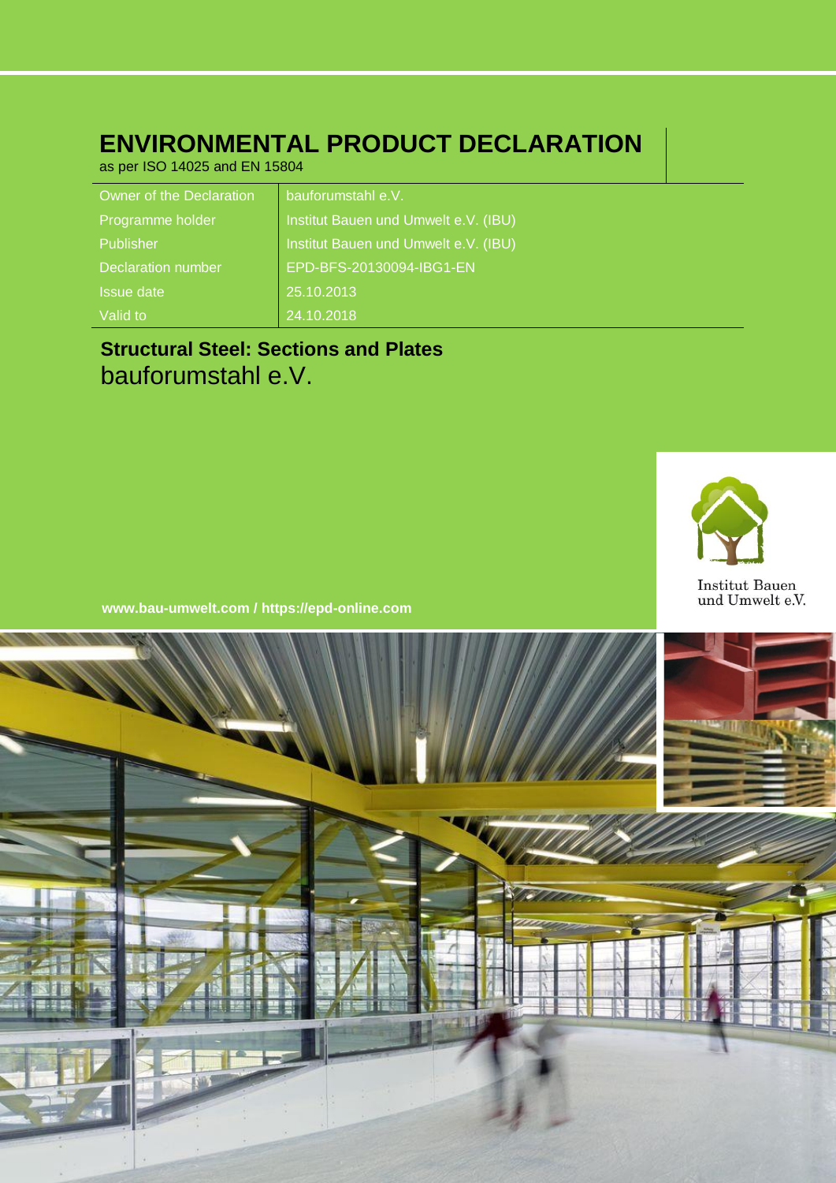# ENVIRONMENTAL PRODUCT DECLARATION

as per ISO 14025 and EN 15804

| | |
|---|---|
| Owner of the Declaration | bauforumstahl e.V. |
| Programme holder | Institut Bauen und Umwelt e.V. (IBU) |
| Publisher | Institut Bauen und Umwelt e.V. (IBU) |
| Declaration number | EPD-BFS-20130094-IBG1-EN |
| Issue date | 25.10.2013 |
| Valid to | 24.10.2018 |

## Structural Steel: Sections and Plates

bauforumstahl e.V.

Institut Bauen und Umwelt e.V.

**www.bau-umwelt.com / https://epd-online.com**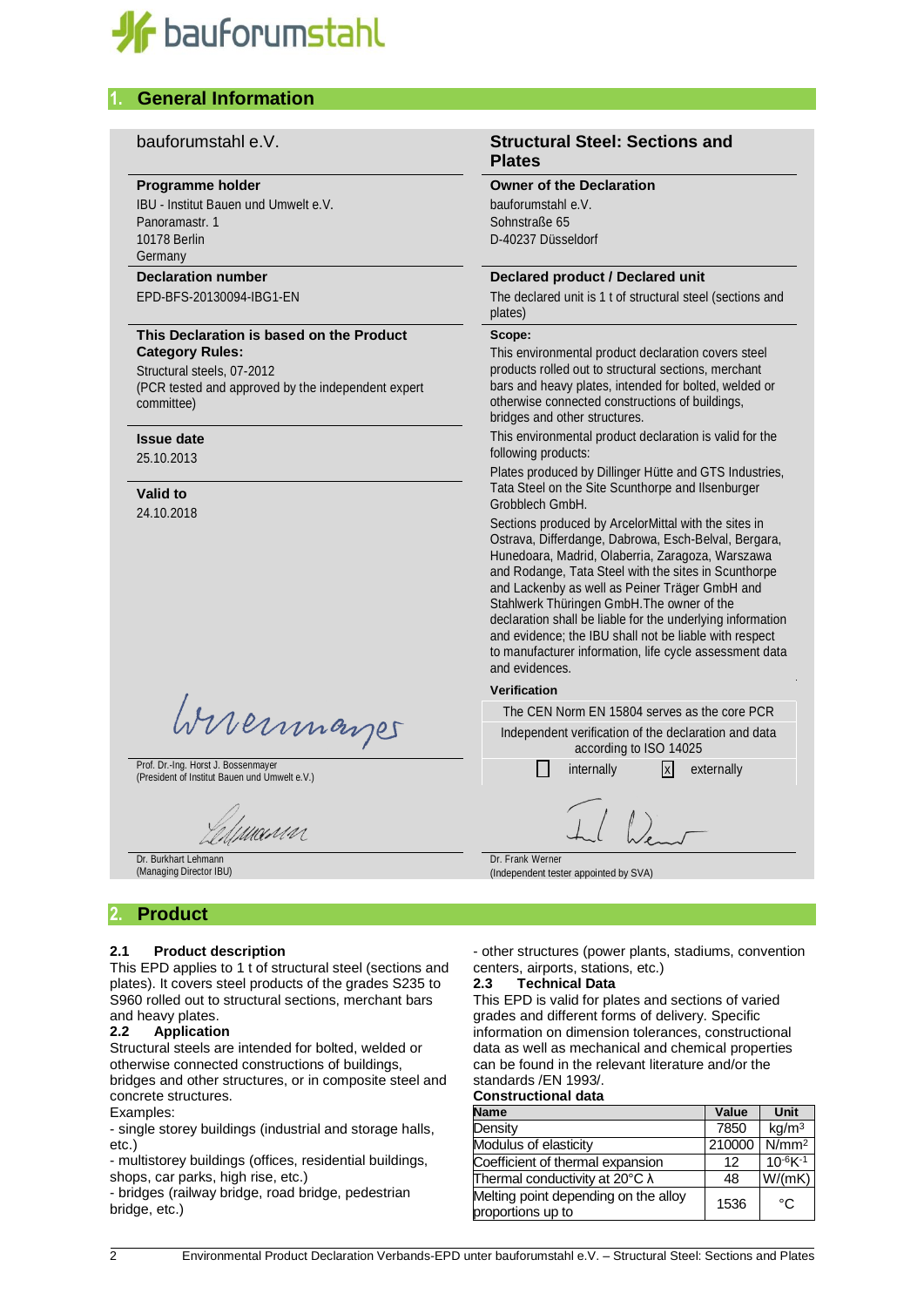bauforumstahl

## 1. General Information

bauforumstahl e.V.

**Structural Steel: Sections and Plates**

**Programme holder**
IBU - Institut Bauen und Umwelt e.V.
Panoramastr. 1
10178 Berlin
Germany

**Owner of the Declaration**
bauforumstahl e.V.
Sohnstraße 65
D-40237 Düsseldorf

**Declaration number**
EPD-BFS-20130094-IBG1-EN

**Declared product / Declared unit**
The declared unit is 1 t of structural steel (sections and plates)

**This Declaration is based on the Product Category Rules:**
Structural steels, 07-2012
(PCR tested and approved by the independent expert committee)

**Scope:**
This environmental product declaration covers steel products rolled out to structural sections, merchant bars and heavy plates, intended for bolted, welded or otherwise connected constructions of buildings, bridges and other structures.

This environmental product declaration is valid for the following products:

Plates produced by Dillinger Hütte and GTS Industries, Tata Steel on the Site Scunthorpe and Ilsenburger Grobblech GmbH.

Sections produced by ArcelorMittal with the sites in Ostrava, Differdange, Dabrowa, Esch-Belval, Bergara, Hunedoara, Madrid, Olaberria, Zaragoza, Warszawa and Rodange, Tata Steel with the sites in Scunthorpe and Lackenby as well as Peiner Träger GmbH and Stahlwerk Thüringen GmbH.The owner of the declaration shall be liable for the underlying information and evidence; the IBU shall not be liable with respect to manufacturer information, life cycle assessment data and evidences.

**Issue date**
25.10.2013

**Valid to**
24.10.2018

**Verification**

The CEN Norm EN 15804 serves as the core PCR

Independent verification of the declaration and data according to ISO 14025

☐ internally ☒ externally

Prof. Dr.-Ing. Horst J. Bossenmayer
(President of Institut Bauen und Umwelt e.V.)

Dr. Burkhart Lehmann
(Managing Director IBU)

Dr. Frank Werner
(Independent tester appointed by SVA)

## 2. Product

### 2.1 Product description

This EPD applies to 1 t of structural steel (sections and plates). It covers steel products of the grades S235 to S960 rolled out to structural sections, merchant bars and heavy plates.

### 2.2 Application

Structural steels are intended for bolted, welded or otherwise connected constructions of buildings, bridges and other structures, or in composite steel and concrete structures.

Examples:

- single storey buildings (industrial and storage halls, etc.)
- multistorey buildings (offices, residential buildings, shops, car parks, high rise, etc.)
- bridges (railway bridge, road bridge, pedestrian bridge, etc.)
- other structures (power plants, stadiums, convention centers, airports, stations, etc.)

### 2.3 Technical Data

This EPD is valid for plates and sections of varied grades and different forms of delivery. Specific information on dimension tolerances, constructional data as well as mechanical and chemical properties can be found in the relevant literature and/or the standards /EN 1993/.

**Constructional data**

| Name | Value | Unit |
|---|---|---|
| Density | 7850 | $kg/m^3$ |
| Modulus of elasticity | 210000 | $N/mm^2$ |
| Coefficient of thermal expansion | 12 | $10^{-6}K^{-1}$ |
| Thermal conductivity at 20°C λ | 48 | W/(mK) |
| Melting point depending on the alloy proportions up to | 1536 | °C |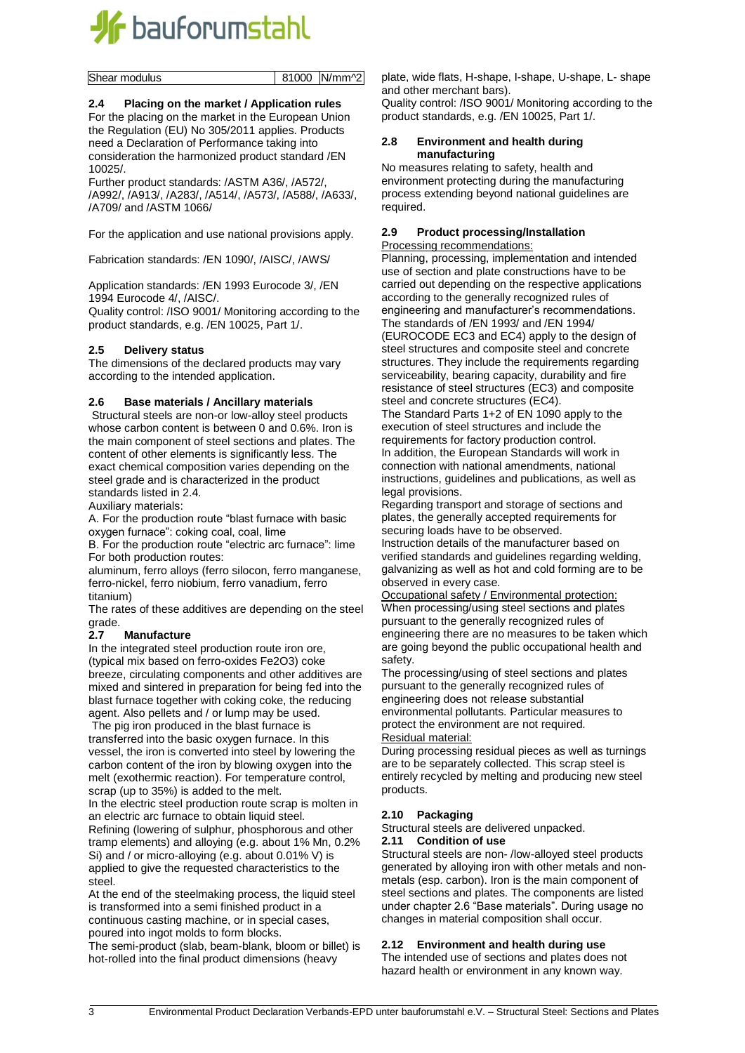| Shear modulus | 81000 | N/mm^2 |
|---|---|---|

### 2.4 Placing on the market / Application rules

For the placing on the market in the European Union the Regulation (EU) No 305/2011 applies. Products need a Declaration of Performance taking into consideration the harmonized product standard /EN 10025/.

Further product standards: /ASTM A36/, /A572/, /A992/, /A913/, /A283/, /A514/, /A573/, /A588/, /A633/, /A709/ and /ASTM 1066/

For the application and use national provisions apply.

Fabrication standards: /EN 1090/, /AISC/, /AWS/

Application standards: /EN 1993 Eurocode 3/, /EN 1994 Eurocode 4/, /AISC/.

Quality control: /ISO 9001/ Monitoring according to the product standards, e.g. /EN 10025, Part 1/.

### 2.5 Delivery status

The dimensions of the declared products may vary according to the intended application.

### 2.6 Base materials / Ancillary materials

Structural steels are non-or low-alloy steel products whose carbon content is between 0 and 0.6%. Iron is the main component of steel sections and plates. The content of other elements is significantly less. The exact chemical composition varies depending on the steel grade and is characterized in the product standards listed in 2.4.

Auxiliary materials:

A. For the production route "blast furnace with basic oxygen furnace": coking coal, coal, lime

B. For the production route "electric arc furnace": lime

For both production routes:

aluminum, ferro alloys (ferro silocon, ferro manganese, ferro-nickel, ferro niobium, ferro vanadium, ferro titanium)

The rates of these additives are depending on the steel grade.

### 2.7 Manufacture

In the integrated steel production route iron ore, (typical mix based on ferro-oxides $Fe_2O_3$) coke breeze, circulating components and other additives are mixed and sintered in preparation for being fed into the blast furnace together with coking coke, the reducing agent. Also pellets and / or lump may be used.

The pig iron produced in the blast furnace is transferred into the basic oxygen furnace. In this vessel, the iron is converted into steel by lowering the carbon content of the iron by blowing oxygen into the melt (exothermic reaction). For temperature control, scrap (up to 35%) is added to the melt.

In the electric steel production route scrap is molten in an electric arc furnace to obtain liquid steel.

Refining (lowering of sulphur, phosphorous and other tramp elements) and alloying (e.g. about 1% Mn, 0.2% Si) and / or micro-alloying (e.g. about 0.01% V) is applied to give the requested characteristics to the steel.

At the end of the steelmaking process, the liquid steel is transformed into a semi finished product in a continuous casting machine, or in special cases, poured into ingot molds to form blocks.

The semi-product (slab, beam-blank, bloom or billet) is hot-rolled into the final product dimensions (heavy plate, wide flats, H-shape, I-shape, U-shape, L- shape and other merchant bars).

Quality control: /ISO 9001/ Monitoring according to the product standards, e.g. /EN 10025, Part 1/.

### 2.8 Environment and health during manufacturing

No measures relating to safety, health and environment protecting during the manufacturing process extending beyond national guidelines are required.

### 2.9 Product processing/Installation

Processing recommendations:

Planning, processing, implementation and intended use of section and plate constructions have to be carried out depending on the respective applications according to the generally recognized rules of engineering and manufacturer's recommendations.

The standards of /EN 1993/ and /EN 1994/ (EUROCODE EC3 and EC4) apply to the design of steel structures and composite steel and concrete structures. They include the requirements regarding serviceability, bearing capacity, durability and fire resistance of steel structures (EC3) and composite steel and concrete structures (EC4).

The Standard Parts 1+2 of EN 1090 apply to the execution of steel structures and include the requirements for factory production control.

In addition, the European Standards will work in connection with national amendments, national instructions, guidelines and publications, as well as legal provisions.

Regarding transport and storage of sections and plates, the generally accepted requirements for securing loads have to be observed.

Instruction details of the manufacturer based on verified standards and guidelines regarding welding, galvanizing as well as hot and cold forming are to be observed in every case.

Occupational safety / Environmental protection:

When processing/using steel sections and plates pursuant to the generally recognized rules of engineering there are no measures to be taken which are going beyond the public occupational health and safety.

The processing/using of steel sections and plates pursuant to the generally recognized rules of engineering does not release substantial environmental pollutants. Particular measures to protect the environment are not required.

Residual material:

During processing residual pieces as well as turnings are to be separately collected. This scrap steel is entirely recycled by melting and producing new steel products.

### 2.10 Packaging

Structural steels are delivered unpacked.

### 2.11 Condition of use

Structural steels are non- /low-alloyed steel products generated by alloying iron with other metals and non-metals (esp. carbon). Iron is the main component of steel sections and plates. The components are listed under chapter 2.6 "Base materials". During usage no changes in material composition shall occur.

### 2.12 Environment and health during use

The intended use of sections and plates does not hazard health or environment in any known way.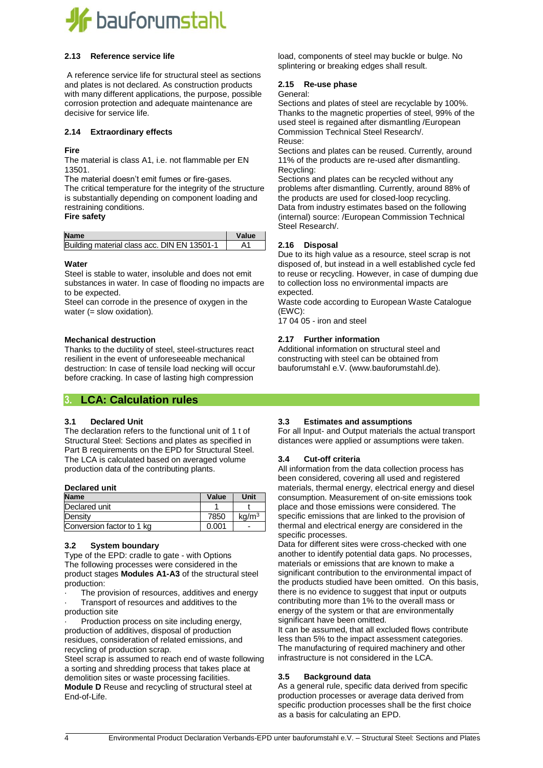### 2.13 Reference service life

A reference service life for structural steel as sections and plates is not declared. As construction products with many different applications, the purpose, possible corrosion protection and adequate maintenance are decisive for service life.

### 2.14 Extraordinary effects

**Fire**

The material is class A1, i.e. not flammable per EN 13501.

The material doesn't emit fumes or fire-gases.

The critical temperature for the integrity of the structure is substantially depending on component loading and restraining conditions.

**Fire safety**

| Name | Value |
|---|---|
| Building material class acc. DIN EN 13501-1 | A1 |

**Water**

Steel is stable to water, insoluble and does not emit substances in water. In case of flooding no impacts are to be expected.

Steel can corrode in the presence of oxygen in the water (= slow oxidation).

**Mechanical destruction**

Thanks to the ductility of steel, steel-structures react resilient in the event of unforeseeable mechanical destruction: In case of tensile load necking will occur before cracking. In case of lasting high compression load, components of steel may buckle or bulge. No splintering or breaking edges shall result.

### 2.15 Re-use phase

General:

Sections and plates of steel are recyclable by 100%. Thanks to the magnetic properties of steel, 99% of the used steel is regained after dismantling /European Commission Technical Steel Research/.

Reuse:

Sections and plates can be reused. Currently, around 11% of the products are re-used after dismantling.

Recycling:

Sections and plates can be recycled without any problems after dismantling. Currently, around 88% of the products are used for closed-loop recycling.

Data from industry estimates based on the following (internal) source: /European Commission Technical Steel Research/.

### 2.16 Disposal

Due to its high value as a resource, steel scrap is not disposed of, but instead in a well established cycle fed to reuse or recycling. However, in case of dumping due to collection loss no environmental impacts are expected.

Waste code according to European Waste Catalogue (EWC):

17 04 05 - iron and steel

### 2.17 Further information

Additional information on structural steel and constructing with steel can be obtained from bauforumstahl e.V. (www.bauforumstahl.de).

## 3. LCA: Calculation rules

### 3.1 Declared Unit

The declaration refers to the functional unit of 1 t of Structural Steel: Sections and plates as specified in Part B requirements on the EPD for Structural Steel. The LCA is calculated based on averaged volume production data of the contributing plants.

**Declared unit**

| Name | Value | Unit |
|---|---|---|
| Declared unit | 1 | t |
| Density | 7850 | $kg/m^3$ |
| Conversion factor to 1 kg | 0.001 | - |

### 3.2 System boundary

Type of the EPD: cradle to gate - with Options

The following processes were considered in the product stages **Modules A1-A3** of the structural steel production:

- The provision of resources, additives and energy
- Transport of resources and additives to the production site
- Production process on site including energy, production of additives, disposal of production residues, consideration of related emissions, and recycling of production scrap.

Steel scrap is assumed to reach end of waste following a sorting and shredding process that takes place at demolition sites or waste processing facilities.

**Module D** Reuse and recycling of structural steel at End-of-Life.

### 3.3 Estimates and assumptions

For all Input- and Output materials the actual transport distances were applied or assumptions were taken.

### 3.4 Cut-off criteria

All information from the data collection process has been considered, covering all used and registered materials, thermal energy, electrical energy and diesel consumption. Measurement of on-site emissions took place and those emissions were considered. The specific emissions that are linked to the provision of thermal and electrical energy are considered in the specific processes.

Data for different sites were cross-checked with one another to identify potential data gaps. No processes, materials or emissions that are known to make a significant contribution to the environmental impact of the products studied have been omitted. On this basis, there is no evidence to suggest that input or outputs contributing more than 1% to the overall mass or energy of the system or that are environmentally significant have been omitted.

It can be assumed, that all excluded flows contribute less than 5% to the impact assessment categories. The manufacturing of required machinery and other infrastructure is not considered in the LCA.

### 3.5 Background data

As a general rule, specific data derived from specific production processes or average data derived from specific production processes shall be the first choice as a basis for calculating an EPD.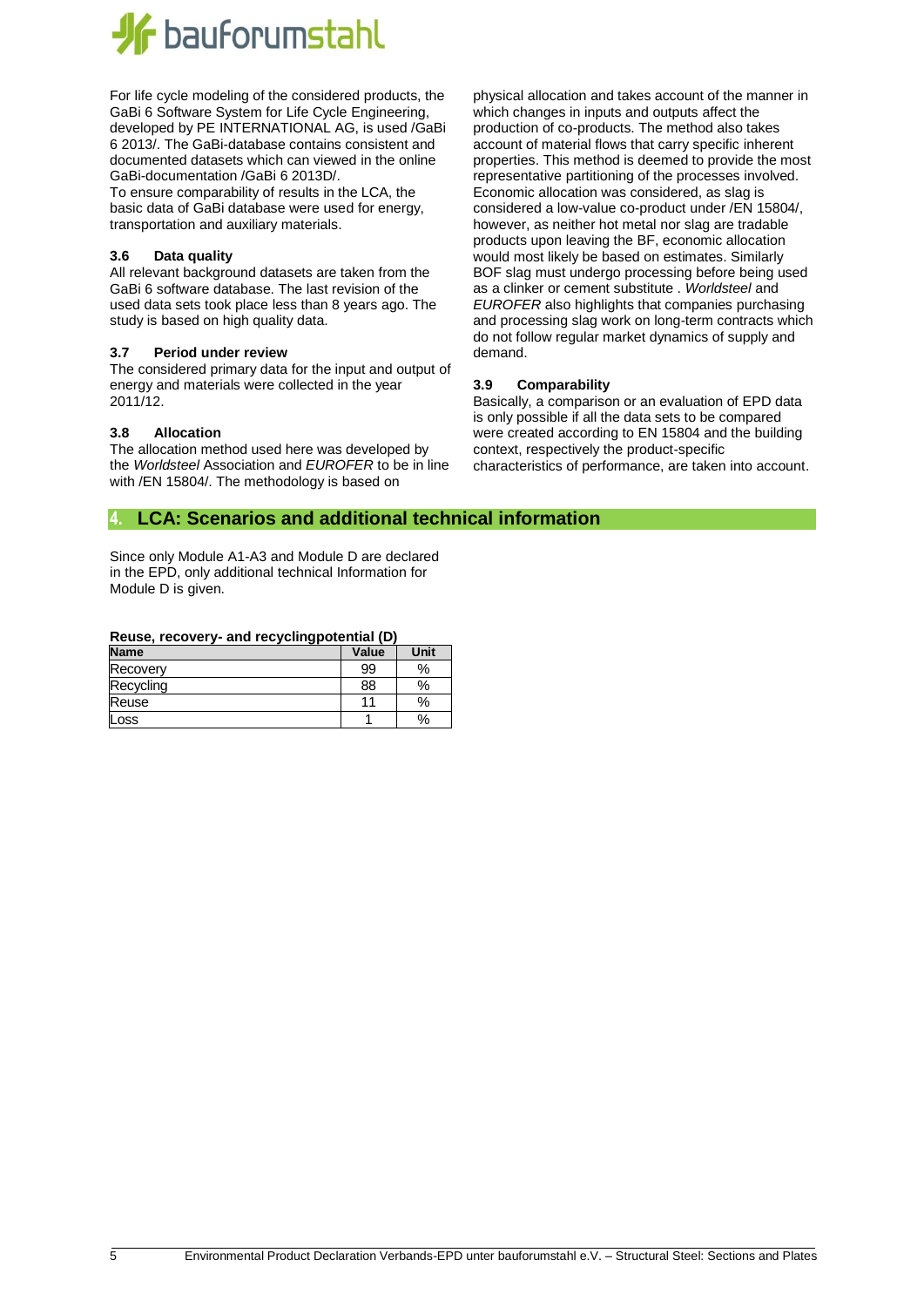For life cycle modeling of the considered products, the GaBi 6 Software System for Life Cycle Engineering, developed by PE INTERNATIONAL AG, is used /GaBi 6 2013/. The GaBi-database contains consistent and documented datasets which can viewed in the online GaBi-documentation /GaBi 6 2013D/.
To ensure comparability of results in the LCA, the basic data of GaBi database were used for energy, transportation and auxiliary materials.

### 3.6 Data quality

All relevant background datasets are taken from the GaBi 6 software database. The last revision of the used data sets took place less than 8 years ago. The study is based on high quality data.

### 3.7 Period under review

The considered primary data for the input and output of energy and materials were collected in the year 2011/12.

### 3.8 Allocation

The allocation method used here was developed by the *Worldsteel* Association and *EUROFER* to be in line with /EN 15804/. The methodology is based on physical allocation and takes account of the manner in which changes in inputs and outputs affect the production of co-products. The method also takes account of material flows that carry specific inherent properties. This method is deemed to provide the most representative partitioning of the processes involved. Economic allocation was considered, as slag is considered a low-value co-product under /EN 15804/, however, as neither hot metal nor slag are tradable products upon leaving the BF, economic allocation would most likely be based on estimates. Similarly BOF slag must undergo processing before being used as a clinker or cement substitute . *Worldsteel* and *EUROFER* also highlights that companies purchasing and processing slag work on long-term contracts which do not follow regular market dynamics of supply and demand.

### 3.9 Comparability

Basically, a comparison or an evaluation of EPD data is only possible if all the data sets to be compared were created according to EN 15804 and the building context, respectively the product-specific characteristics of performance, are taken into account.

## 4. LCA: Scenarios and additional technical information

Since only Module A1-A3 and Module D are declared in the EPD, only additional technical Information for Module D is given.

**Reuse, recovery- and recyclingpotential (D)**

| Name | Value | Unit |
|---|---|---|
| Recovery | 99 | % |
| Recycling | 88 | % |
| Reuse | 11 | % |
| Loss | 1 | % |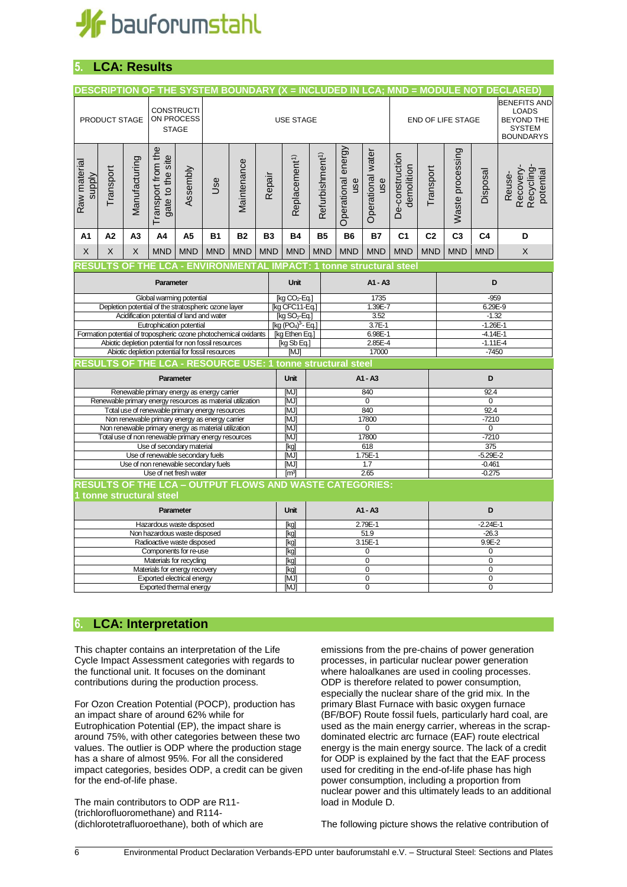## 5. LCA: Results

**DESCRIPTION OF THE SYSTEM BOUNDARY (X = INCLUDED IN LCA; MND = MODULE NOT DECLARED)**

| PRODUCT STAGE | | | CONSTRUCTION PROCESS STAGE | | USE STAGE | | | | | | | END OF LIFE STAGE | | | | BENEFITS AND LOADS BEYOND THE SYSTEM BOUNDARYS |
|---|---|---|---|---|---|---|---|---|---|---|---|---|---|---|---|---|
| Raw material supply | Transport | Manufacturing | Transport from the gate to the site | Assembly | Use | Maintenance | Repair | Replacement[1)] | Refurbishment[1)] | Operational energy use | Operational water use | De-construction demolition | Transport | Waste processing | Disposal | Reuse-Recovery-Recycling-potential |
| A1 | A2 | A3 | A4 | A5 | B1 | B2 | B3 | B4 | B5 | B6 | B7 | C1 | C2 | C3 | C4 | D |
| X | X | X | MND | MND | MND | MND | MND | MND | MND | MND | MND | MND | MND | MND | MND | X |

**RESULTS OF THE LCA - ENVIRONMENTAL IMPACT: 1 tonne structural steel**

| Parameter | Unit | A1 - A3 | D |
|---|---|---|---|
| Global warming potential | [kg $CO_2$-Eq.] | 1735 | -959 |
| Depletion potential of the stratospheric ozone layer | [kg CFC11-Eq.] | 1.39E-7 | 6.29E-9 |
| Acidification potential of land and water | [kg $SO_2$-Eq.] | 3.52 | -1.32 |
| Eutrophication potential | [kg $(PO_4)^{3-}$- Eq.] | 3.7E-1 | -1.26E-1 |
| Formation potential of tropospheric ozone photochemical oxidants | [kg Ethen Eq.] | 6.98E-1 | -4.14E-1 |
| Abiotic depletion potential for non fossil resources | [kg Sb Eq.] | 2.85E-4 | -1.11E-4 |
| Abiotic depletion potential for fossil resources | [MJ] | 17000 | -7450 |

**RESULTS OF THE LCA - RESOURCE USE: 1 tonne structural steel**

| Parameter | Unit | A1 - A3 | D |
|---|---|---|---|
| Renewable primary energy as energy carrier | [MJ] | 840 | 92.4 |
| Renewable primary energy resources as material utilization | [MJ] | 0 | 0 |
| Total use of renewable primary energy resources | [MJ] | 840 | 92.4 |
| Non renewable primary energy as energy carrier | [MJ] | 17800 | -7210 |
| Non renewable primary energy as material utilization | [MJ] | 0 | 0 |
| Total use of non renewable primary energy resources | [MJ] | 17800 | -7210 |
| Use of secondary material | [kg] | 618 | 375 |
| Use of renewable secondary fuels | [MJ] | 1.75E-1 | -5.29E-2 |
| Use of non renewable secondary fuels | [MJ] | 1.7 | -0.461 |
| Use of net fresh water | [m³] | 2.65 | -0.275 |

**RESULTS OF THE LCA – OUTPUT FLOWS AND WASTE CATEGORIES: 1 tonne structural steel**

| Parameter | Unit | A1 - A3 | D |
|---|---|---|---|
| Hazardous waste disposed | [kg] | 2.79E-1 | -2.24E-1 |
| Non hazardous waste disposed | [kg] | 51.9 | -26.3 |
| Radioactive waste disposed | [kg] | 3.15E-1 | 9.9E-2 |
| Components for re-use | [kg] | 0 | 0 |
| Materials for recycling | [kg] | 0 | 0 |
| Materials for energy recovery | [kg] | 0 | 0 |
| Exported electrical energy | [MJ] | 0 | 0 |
| Exported thermal energy | [MJ] | 0 | 0 |

## 6. LCA: Interpretation

This chapter contains an interpretation of the Life Cycle Impact Assessment categories with regards to the functional unit. It focuses on the dominant contributions during the production process.

For Ozon Creation Potential (POCP), production has an impact share of around 62% while for Eutrophication Potential (EP), the impact share is around 75%, with other categories between these two values. The outlier is ODP where the production stage has a share of almost 95%. For all the considered impact categories, besides ODP, a credit can be given for the end-of-life phase.

The main contributors to ODP are R11-(trichlorofluoromethane) and R114-(dichlorotetrafluoroethane), both of which are emissions from the pre-chains of power generation processes, in particular nuclear power generation where haloalkanes are used in cooling processes. ODP is therefore related to power consumption, especially the nuclear share of the grid mix. In the primary Blast Furnace with basic oxygen furnace (BF/BOF) Route fossil fuels, particularly hard coal, are used as the main energy carrier, whereas in the scrap-dominated electric arc furnace (EAF) route electrical energy is the main energy source. The lack of a credit for ODP is explained by the fact that the EAF process used for crediting in the end-of-life phase has high power consumption, including a proportion from nuclear power and this ultimately leads to an additional load in Module D.

The following picture shows the relative contribution of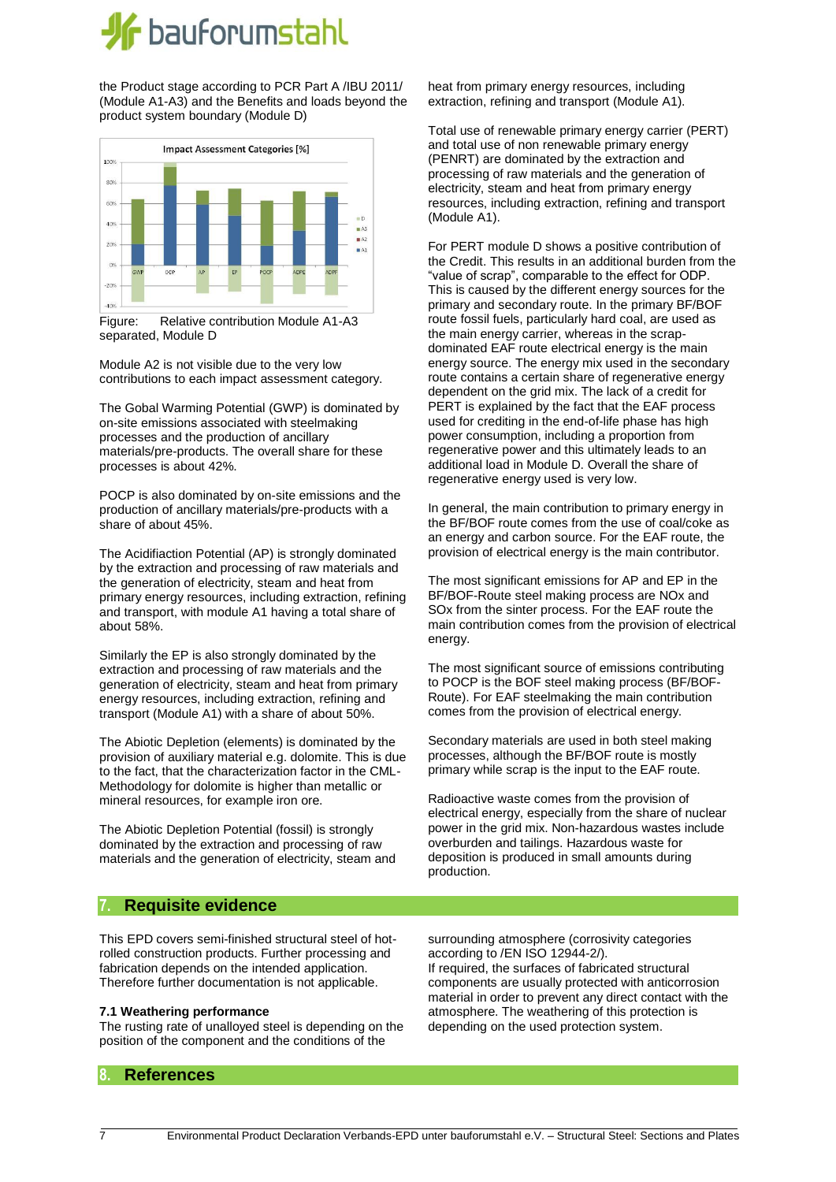the Product stage according to PCR Part A /IBU 2011/ (Module A1-A3) and the Benefits and loads beyond the product system boundary (Module D)

Figure: Relative contribution Module A1-A3 separated, Module D

Module A2 is not visible due to the very low contributions to each impact assessment category.

The Gobal Warming Potential (GWP) is dominated by on-site emissions associated with steelmaking processes and the production of ancillary materials/pre-products. The overall share for these processes is about 42%.

POCP is also dominated by on-site emissions and the production of ancillary materials/pre-products with a share of about 45%.

The Acidifiaction Potential (AP) is strongly dominated by the extraction and processing of raw materials and the generation of electricity, steam and heat from primary energy resources, including extraction, refining and transport, with module A1 having a total share of about 58%.

Similarly the EP is also strongly dominated by the extraction and processing of raw materials and the generation of electricity, steam and heat from primary energy resources, including extraction, refining and transport (Module A1) with a share of about 50%.

The Abiotic Depletion (elements) is dominated by the provision of auxiliary material e.g. dolomite. This is due to the fact, that the characterization factor in the CML-Methodology for dolomite is higher than metallic or mineral resources, for example iron ore.

The Abiotic Depletion Potential (fossil) is strongly dominated by the extraction and processing of raw materials and the generation of electricity, steam and heat from primary energy resources, including extraction, refining and transport (Module A1).

Total use of renewable primary energy carrier (PERT) and total use of non renewable primary energy (PENRT) are dominated by the extraction and processing of raw materials and the generation of electricity, steam and heat from primary energy resources, including extraction, refining and transport (Module A1).

For PERT module D shows a positive contribution of the Credit. This results in an additional burden from the "value of scrap", comparable to the effect for ODP. This is caused by the different energy sources for the primary and secondary route. In the primary BF/BOF route fossil fuels, particularly hard coal, are used as the main energy carrier, whereas in the scrap-dominated EAF route electrical energy is the main energy source. The energy mix used in the secondary route contains a certain share of regenerative energy dependent on the grid mix. The lack of a credit for PERT is explained by the fact that the EAF process used for crediting in the end-of-life phase has high power consumption, including a proportion from regenerative power and this ultimately leads to an additional load in Module D. Overall the share of regenerative energy used is very low.

In general, the main contribution to primary energy in the BF/BOF route comes from the use of coal/coke as an energy and carbon source. For the EAF route, the provision of electrical energy is the main contributor.

The most significant emissions for AP and EP in the BF/BOF-Route steel making process are NOx and SOx from the sinter process. For the EAF route the main contribution comes from the provision of electrical energy.

The most significant source of emissions contributing to POCP is the BOF steel making process (BF/BOF-Route). For EAF steelmaking the main contribution comes from the provision of electrical energy.

Secondary materials are used in both steel making processes, although the BF/BOF route is mostly primary while scrap is the input to the EAF route.

Radioactive waste comes from the provision of electrical energy, especially from the share of nuclear power in the grid mix. Non-hazardous wastes include overburden and tailings. Hazardous waste for deposition is produced in small amounts during production.

## 7. Requisite evidence

This EPD covers semi-finished structural steel of hot-rolled construction products. Further processing and fabrication depends on the intended application. Therefore further documentation is not applicable.

### 7.1 Weathering performance

The rusting rate of unalloyed steel is depending on the position of the component and the conditions of the surrounding atmosphere (corrosivity categories according to /EN ISO 12944-2/).

If required, the surfaces of fabricated structural components are usually protected with anticorrosion material in order to prevent any direct contact with the atmosphere. The weathering of this protection is depending on the used protection system.

## 8. References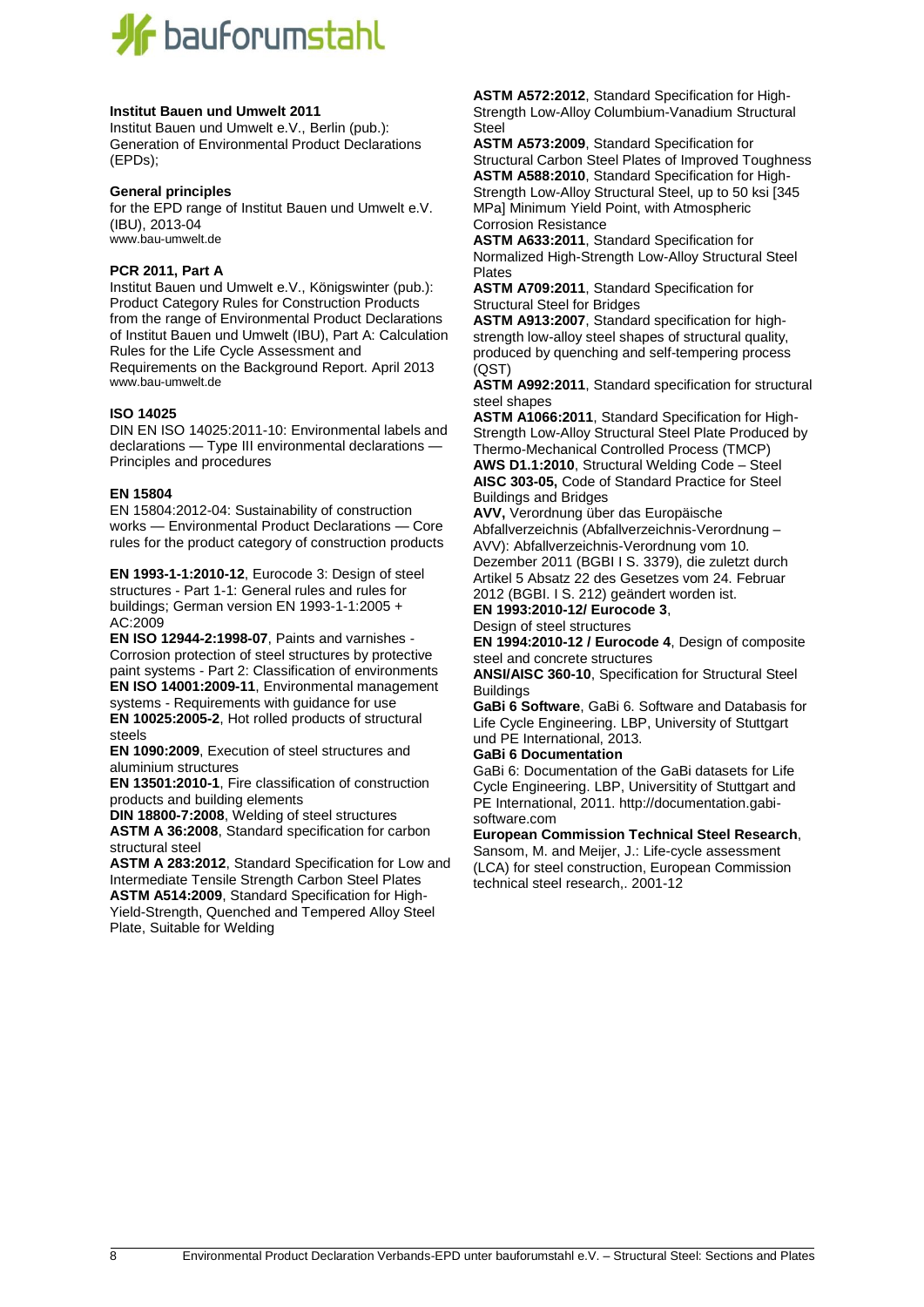**Institut Bauen und Umwelt 2011**
Institut Bauen und Umwelt e.V., Berlin (pub.): Generation of Environmental Product Declarations (EPDs);

**General principles**
for the EPD range of Institut Bauen und Umwelt e.V. (IBU), 2013-04
www.bau-umwelt.de

**PCR 2011, Part A**
Institut Bauen und Umwelt e.V., Königswinter (pub.): Product Category Rules for Construction Products from the range of Environmental Product Declarations of Institut Bauen und Umwelt (IBU), Part A: Calculation Rules for the Life Cycle Assessment and Requirements on the Background Report. April 2013
www.bau-umwelt.de

**ISO 14025**
DIN EN ISO 14025:2011-10: Environmental labels and declarations — Type III environmental declarations — Principles and procedures

**EN 15804**
EN 15804:2012-04: Sustainability of construction works — Environmental Product Declarations — Core rules for the product category of construction products

**EN 1993-1-1:2010-12**, Eurocode 3: Design of steel structures - Part 1-1: General rules and rules for buildings; German version EN 1993-1-1:2005 + AC:2009
**EN ISO 12944-2:1998-07**, Paints and varnishes - Corrosion protection of steel structures by protective paint systems - Part 2: Classification of environments
**EN ISO 14001:2009-11**, Environmental management systems - Requirements with guidance for use
**EN 10025:2005-2**, Hot rolled products of structural steels
**EN 1090:2009**, Execution of steel structures and aluminium structures
**EN 13501:2010-1**, Fire classification of construction products and building elements
**DIN 18800-7:2008**, Welding of steel structures
**ASTM A 36:2008**, Standard specification for carbon structural steel
**ASTM A 283:2012**, Standard Specification for Low and Intermediate Tensile Strength Carbon Steel Plates
**ASTM A514:2009**, Standard Specification for High-Yield-Strength, Quenched and Tempered Alloy Steel Plate, Suitable for Welding
**ASTM A572:2012**, Standard Specification for High-Strength Low-Alloy Columbium-Vanadium Structural Steel
**ASTM A573:2009**, Standard Specification for Structural Carbon Steel Plates of Improved Toughness
**ASTM A588:2010**, Standard Specification for High-Strength Low-Alloy Structural Steel, up to 50 ksi [345 MPa] Minimum Yield Point, with Atmospheric Corrosion Resistance
**ASTM A633:2011**, Standard Specification for Normalized High-Strength Low-Alloy Structural Steel Plates
**ASTM A709:2011**, Standard Specification for Structural Steel for Bridges
**ASTM A913:2007**, Standard specification for high-strength low-alloy steel shapes of structural quality, produced by quenching and self-tempering process (QST)
**ASTM A992:2011**, Standard specification for structural steel shapes
**ASTM A1066:2011**, Standard Specification for High-Strength Low-Alloy Structural Steel Plate Produced by Thermo-Mechanical Controlled Process (TMCP)
**AWS D1.1:2010**, Structural Welding Code – Steel
**AISC 303-05,** Code of Standard Practice for Steel Buildings and Bridges
**AVV,** Verordnung über das Europäische Abfallverzeichnis (Abfallverzeichnis-Verordnung – AVV): Abfallverzeichnis-Verordnung vom 10. Dezember 2011 (BGBI I S. 3379), die zuletzt durch Artikel 5 Absatz 22 des Gesetzes vom 24. Februar 2012 (BGBI. I S. 212) geändert worden ist.
**EN 1993:2010-12/ Eurocode 3**,
Design of steel structures
**EN 1994:2010-12 / Eurocode 4**, Design of composite steel and concrete structures
**ANSI/AISC 360-10**, Specification for Structural Steel Buildings
**GaBi 6 Software**, GaBi 6. Software and Databasis for Life Cycle Engineering. LBP, University of Stuttgart und PE International, 2013.
**GaBi 6 Documentation**
GaBi 6: Documentation of the GaBi datasets for Life Cycle Engineering. LBP, Universitiy of Stuttgart and PE International, 2011. http://documentation.gabi-software.com
**European Commission Technical Steel Research**, Sansom, M. and Meijer, J.: Life-cycle assessment (LCA) for steel construction, European Commission technical steel research,. 2001-12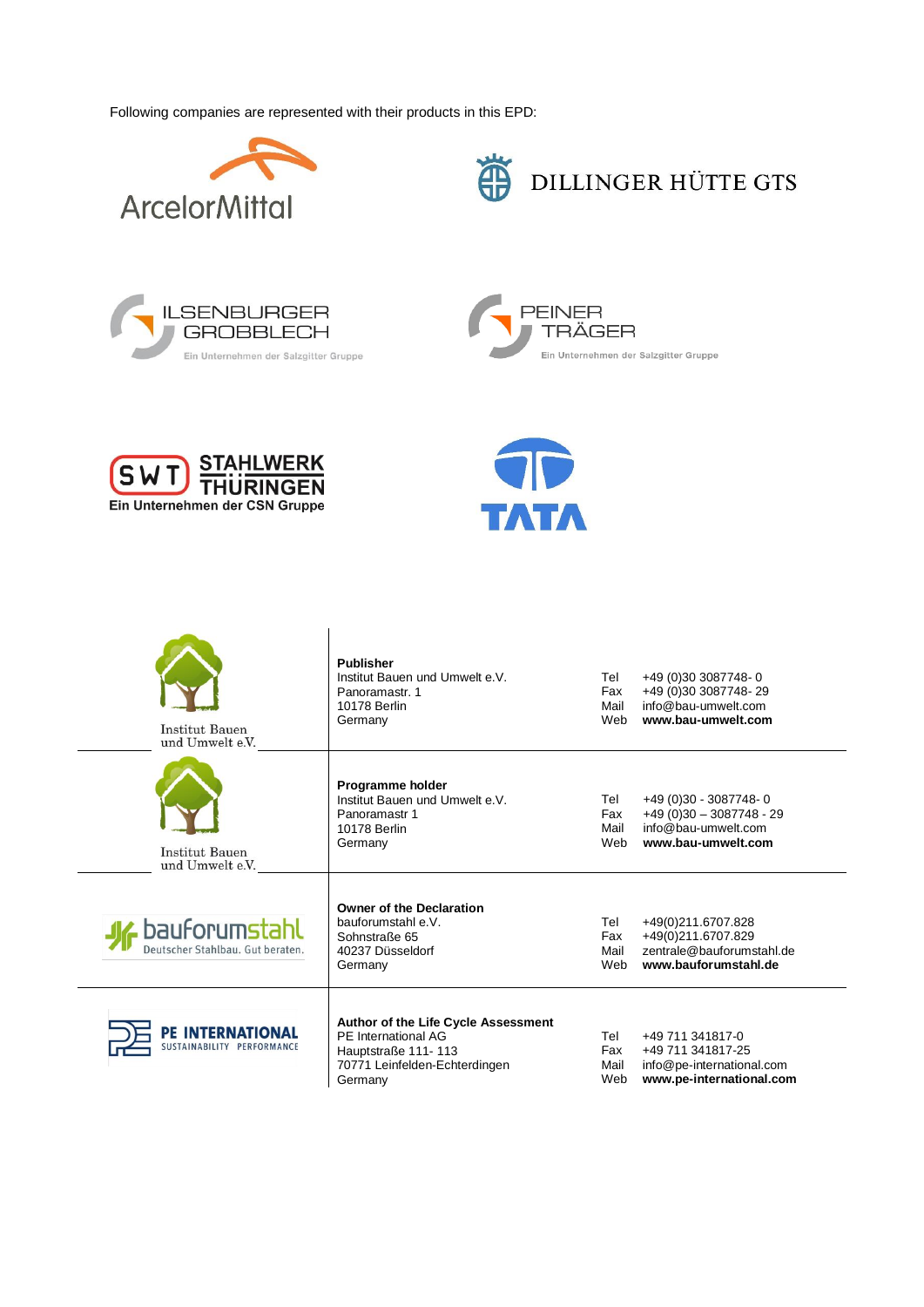Following companies are represented with their products in this EPD:

ArcelorMittal

DILLINGER HÜTTE GTS

ILSENBURGER GROBBLECH
Ein Unternehmen der Salzgitter Gruppe

PEINER TRÄGER
Ein Unternehmen der Salzgitter Gruppe

SWT STAHLWERK THÜRINGEN
Ein Unternehmen der CSN Gruppe

TATA

| | | | |
|---|---|---|---|
| Institut Bauen und Umwelt e.V. | **Publisher**<br>Institut Bauen und Umwelt e.V.<br>Panoramastr. 1<br>10178 Berlin<br>Germany | Tel<br>Fax<br>Mail<br>Web | +49 (0)30 3087748- 0<br>+49 (0)30 3087748- 29<br>info@bau-umwelt.com<br>**www.bau-umwelt.com** |
| Institut Bauen und Umwelt e.V. | **Programme holder**<br>Institut Bauen und Umwelt e.V.<br>Panoramastr 1<br>10178 Berlin<br>Germany | Tel<br>Fax<br>Mail<br>Web | +49 (0)30 - 3087748- 0<br>+49 (0)30 – 3087748 - 29<br>info@bau-umwelt.com<br>**www.bau-umwelt.com** |
| bauforumstahl<br>Deutscher Stahlbau. Gut beraten. | **Owner of the Declaration**<br>bauforumstahl e.V.<br>Sohnstraße 65<br>40237 Düsseldorf<br>Germany | Tel<br>Fax<br>Mail<br>Web | +49(0)211.6707.828<br>+49(0)211.6707.829<br>zentrale@bauforumstahl.de<br>**www.bauforumstahl.de** |
| PE INTERNATIONAL<br>SUSTAINABILITY PERFORMANCE | **Author of the Life Cycle Assessment**<br>PE International AG<br>Hauptstraße 111- 113<br>70771 Leinfelden-Echterdingen<br>Germany | Tel<br>Fax<br>Mail<br>Web | +49 711 341817-0<br>+49 711 341817-25<br>info@pe-international.com<br>**www.pe-international.com** |